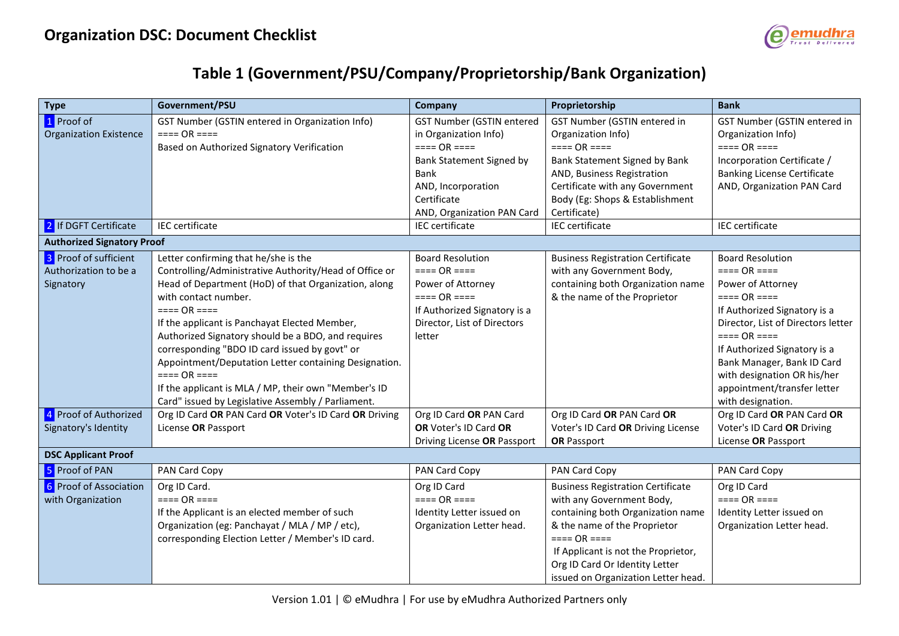# Organization DSC: Document Checklist

## Table 1 (Government/PSU/Company/Proprietorship/Bank Organization)

| Type | Government/PSU | Company | Proprietorship | Bank |
|---|---|---|---|---|
| 1 Proof of Organization Existence | GST Number (GSTIN entered in Organization Info)<br>==== OR ====<br>Based on Authorized Signatory Verification | GST Number (GSTIN entered in Organization Info)<br>==== OR ====<br>Bank Statement Signed by Bank<br>AND, Incorporation Certificate<br>AND, Organization PAN Card | GST Number (GSTIN entered in Organization Info)<br>==== OR ====<br>Bank Statement Signed by Bank<br>AND, Business Registration Certificate with any Government Body (Eg: Shops & Establishment Certificate) | GST Number (GSTIN entered in Organization Info)<br>==== OR ====<br>Incorporation Certificate / Banking License Certificate<br>AND, Organization PAN Card |
| 2 If DGFT Certificate | IEC certificate | IEC certificate | IEC certificate | IEC certificate |
| **Authorized Signatory Proof** | | | | |
| 3 Proof of sufficient Authorization to be a Signatory | Letter confirming that he/she is the Controlling/Administrative Authority/Head of Office or Head of Department (HoD) of that Organization, along with contact number.<br>==== OR ====<br>If the applicant is Panchayat Elected Member, Authorized Signatory should be a BDO, and requires corresponding "BDO ID card issued by govt" or Appointment/Deputation Letter containing Designation.<br>==== OR ====<br>If the applicant is MLA / MP, their own "Member's ID Card" issued by Legislative Assembly / Parliament. | Board Resolution<br>==== OR ====<br>Power of Attorney<br>==== OR ====<br>If Authorized Signatory is a Director, List of Directors letter | Business Registration Certificate with any Government Body, containing both Organization name & the name of the Proprietor | Board Resolution<br>==== OR ====<br>Power of Attorney<br>==== OR ====<br>If Authorized Signatory is a Director, List of Directors letter<br>==== OR ====<br>If Authorized Signatory is a Bank Manager, Bank ID Card with designation OR his/her appointment/transfer letter with designation. |
| 4 Proof of Authorized Signatory's Identity | Org ID Card **OR** PAN Card **OR** Voter's ID Card **OR** Driving License **OR** Passport | Org ID Card **OR** PAN Card **OR** Voter's ID Card **OR** Driving License **OR** Passport | Org ID Card **OR** PAN Card **OR** Voter's ID Card **OR** Driving License **OR** Passport | Org ID Card **OR** PAN Card **OR** Voter's ID Card **OR** Driving License **OR** Passport |
| **DSC Applicant Proof** | | | | |
| 5 Proof of PAN | PAN Card Copy | PAN Card Copy | PAN Card Copy | PAN Card Copy |
| 6 Proof of Association with Organization | Org ID Card.<br>==== OR ====<br>If the Applicant is an elected member of such Organization (eg: Panchayat / MLA / MP / etc), corresponding Election Letter / Member's ID card. | Org ID Card<br>==== OR ====<br>Identity Letter issued on Organization Letter head. | Business Registration Certificate with any Government Body, containing both Organization name & the name of the Proprietor<br>==== OR ====<br>If Applicant is not the Proprietor, Org ID Card Or Identity Letter issued on Organization Letter head. | Org ID Card<br>==== OR ====<br>Identity Letter issued on Organization Letter head. |

Version 1.01 | © eMudhra | For use by eMudhra Authorized Partners only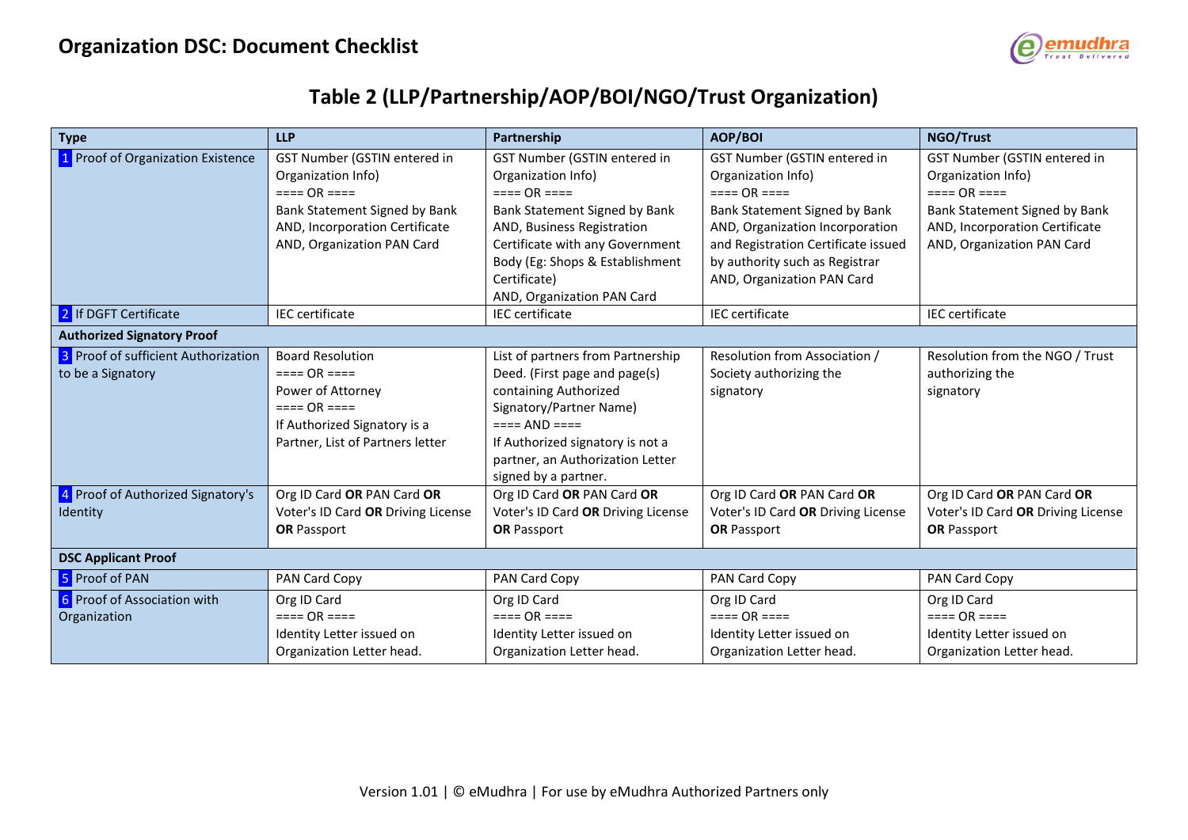# Organization DSC: Document Checklist

## Table 2 (LLP/Partnership/AOP/BOI/NGO/Trust Organization)

| Type | LLP | Partnership | AOP/BOI | NGO/Trust |
| --- | --- | --- | --- | --- |
| 1 Proof of Organization Existence | GST Number (GSTIN entered in Organization Info)<br>==== OR ====<br>Bank Statement Signed by Bank AND, Incorporation Certificate AND, Organization PAN Card | GST Number (GSTIN entered in Organization Info)<br>==== OR ====<br>Bank Statement Signed by Bank AND, Business Registration Certificate with any Government Body (Eg: Shops & Establishment Certificate)<br>AND, Organization PAN Card | GST Number (GSTIN entered in Organization Info)<br>==== OR ====<br>Bank Statement Signed by Bank AND, Organization Incorporation and Registration Certificate issued by authority such as Registrar AND, Organization PAN Card | GST Number (GSTIN entered in Organization Info)<br>==== OR ====<br>Bank Statement Signed by Bank AND, Incorporation Certificate AND, Organization PAN Card |
| 2 If DGFT Certificate | IEC certificate | IEC certificate | IEC certificate | IEC certificate |
| **Authorized Signatory Proof** | | | | |
| 3 Proof of sufficient Authorization to be a Signatory | Board Resolution<br>==== OR ====<br>Power of Attorney<br>==== OR ====<br>If Authorized Signatory is a Partner, List of Partners letter | List of partners from Partnership Deed. (First page and page(s) containing Authorized Signatory/Partner Name)<br>==== AND ====<br>If Authorized signatory is not a partner, an Authorization Letter signed by a partner. | Resolution from Association / Society authorizing the signatory | Resolution from the NGO / Trust authorizing the signatory |
| 4 Proof of Authorized Signatory's Identity | Org ID Card **OR** PAN Card **OR** Voter's ID Card **OR** Driving License **OR** Passport | Org ID Card **OR** PAN Card **OR** Voter's ID Card **OR** Driving License **OR** Passport | Org ID Card **OR** PAN Card **OR** Voter's ID Card **OR** Driving License **OR** Passport | Org ID Card **OR** PAN Card **OR** Voter's ID Card **OR** Driving License **OR** Passport |
| **DSC Applicant Proof** | | | | |
| 5 Proof of PAN | PAN Card Copy | PAN Card Copy | PAN Card Copy | PAN Card Copy |
| 6 Proof of Association with Organization | Org ID Card<br>==== OR ====<br>Identity Letter issued on Organization Letter head. | Org ID Card<br>==== OR ====<br>Identity Letter issued on Organization Letter head. | Org ID Card<br>==== OR ====<br>Identity Letter issued on Organization Letter head. | Org ID Card<br>==== OR ====<br>Identity Letter issued on Organization Letter head. |

Version 1.01 | © eMudhra | For use by eMudhra Authorized Partners only